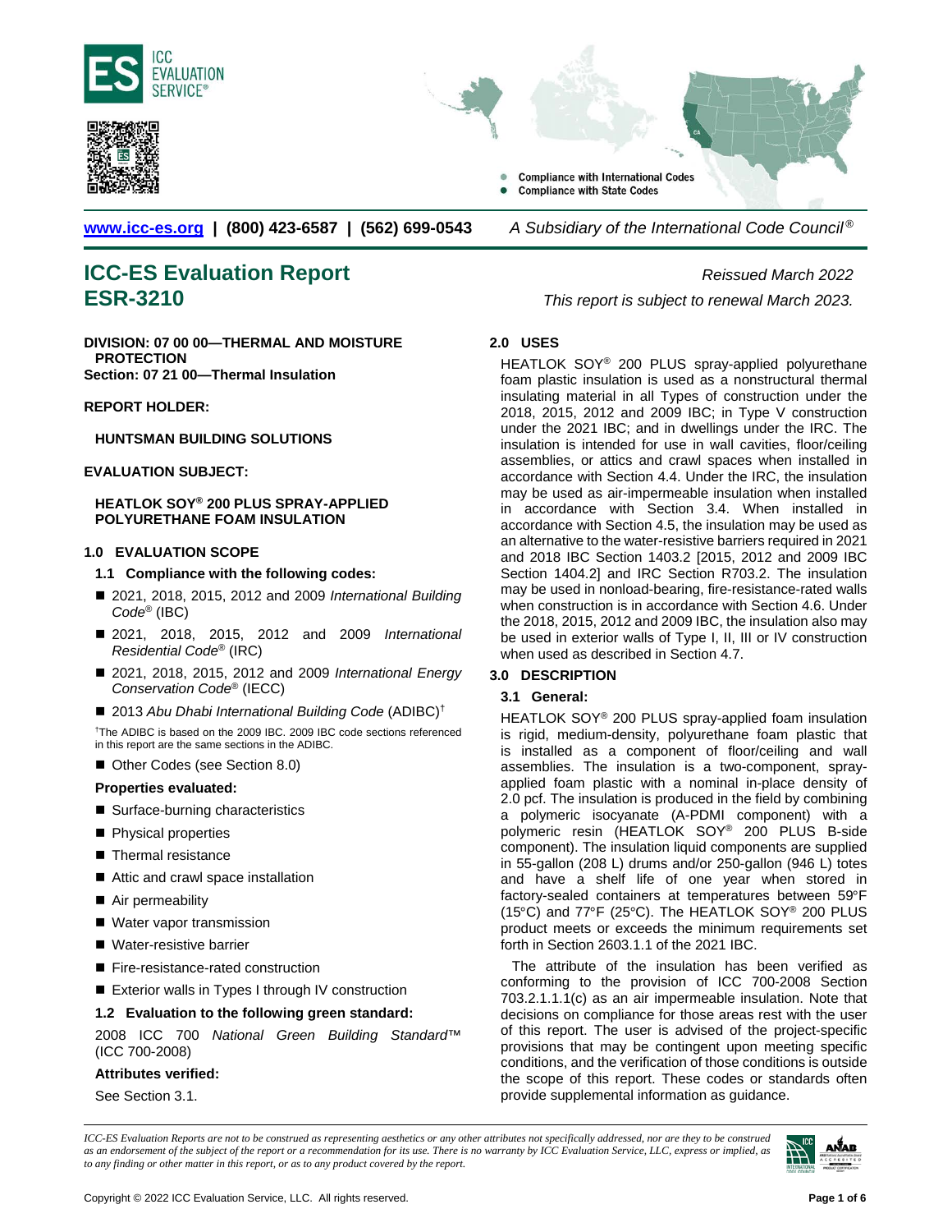ICC EVALUATION SERVICE®

- Compliance with International Codes
- Compliance with State Codes

www.icc-es.org | (800) 423-6587 | (562) 699-0543 *A Subsidiary of the International Code Council®*

# ICC-ES Evaluation Report ESR-3210

*Reissued March 2022*

*This report is subject to renewal March 2023.*

**DIVISION: 07 00 00—THERMAL AND MOISTURE PROTECTION**
**Section: 07 21 00—Thermal Insulation**

**REPORT HOLDER:**

**HUNTSMAN BUILDING SOLUTIONS**

**EVALUATION SUBJECT:**

**HEATLOK SOY® 200 PLUS SPRAY-APPLIED POLYURETHANE FOAM INSULATION**

## 1.0 EVALUATION SCOPE

### 1.1 Compliance with the following codes:

- 2021, 2018, 2015, 2012 and 2009 *International Building Code®* (IBC)
- 2021, 2018, 2015, 2012 and 2009 *International Residential Code®* (IRC)
- 2021, 2018, 2015, 2012 and 2009 *International Energy Conservation Code®* (IECC)
- 2013 *Abu Dhabi International Building Code* (ADIBC)†

†The ADIBC is based on the 2009 IBC. 2009 IBC code sections referenced in this report are the same sections in the ADIBC.

- Other Codes (see Section 8.0)

**Properties evaluated:**

- Surface-burning characteristics
- Physical properties
- Thermal resistance
- Attic and crawl space installation
- Air permeability
- Water vapor transmission
- Water-resistive barrier
- Fire-resistance-rated construction
- Exterior walls in Types I through IV construction

### 1.2 Evaluation to the following green standard:

2008 ICC 700 *National Green Building Standard*™ (ICC 700-2008)

**Attributes verified:**

See Section 3.1.

## 2.0 USES

HEATLOK SOY® 200 PLUS spray-applied polyurethane foam plastic insulation is used as a nonstructural thermal insulating material in all Types of construction under the 2018, 2015, 2012 and 2009 IBC; in Type V construction under the 2021 IBC; and in dwellings under the IRC. The insulation is intended for use in wall cavities, floor/ceiling assemblies, or attics and crawl spaces when installed in accordance with Section 4.4. Under the IRC, the insulation may be used as air-impermeable insulation when installed in accordance with Section 3.4. When installed in accordance with Section 4.5, the insulation may be used as an alternative to the water-resistive barriers required in 2021 and 2018 IBC Section 1403.2 [2015, 2012 and 2009 IBC Section 1404.2] and IRC Section R703.2. The insulation may be used in nonload-bearing, fire-resistance-rated walls when construction is in accordance with Section 4.6. Under the 2018, 2015, 2012 and 2009 IBC, the insulation also may be used in exterior walls of Type I, II, III or IV construction when used as described in Section 4.7.

## 3.0 DESCRIPTION

### 3.1 General:

HEATLOK SOY® 200 PLUS spray-applied foam insulation is rigid, medium-density, polyurethane foam plastic that is installed as a component of floor/ceiling and wall assemblies. The insulation is a two-component, spray-applied foam plastic with a nominal in-place density of 2.0 pcf. The insulation is produced in the field by combining a polymeric isocyanate (A-PDMI component) with a polymeric resin (HEATLOK SOY® 200 PLUS B-side component). The insulation liquid components are supplied in 55-gallon (208 L) drums and/or 250-gallon (946 L) totes and have a shelf life of one year when stored in factory-sealed containers at temperatures between 59°F (15°C) and 77°F (25°C). The HEATLOK SOY® 200 PLUS product meets or exceeds the minimum requirements set forth in Section 2603.1.1 of the 2021 IBC.

The attribute of the insulation has been verified as conforming to the provision of ICC 700-2008 Section 703.2.1.1.1(c) as an air impermeable insulation. Note that decisions on compliance for those areas rest with the user of this report. The user is advised of the project-specific provisions that may be contingent upon meeting specific conditions, and the verification of those conditions is outside the scope of this report. These codes or standards often provide supplemental information as guidance.

*ICC-ES Evaluation Reports are not to be construed as representing aesthetics or any other attributes not specifically addressed, nor are they to be construed as an endorsement of the subject of the report or a recommendation for its use. There is no warranty by ICC Evaluation Service, LLC, express or implied, as to any finding or other matter in this report, or as to any product covered by the report.*

Copyright © 2022 ICC Evaluation Service, LLC. All rights reserved.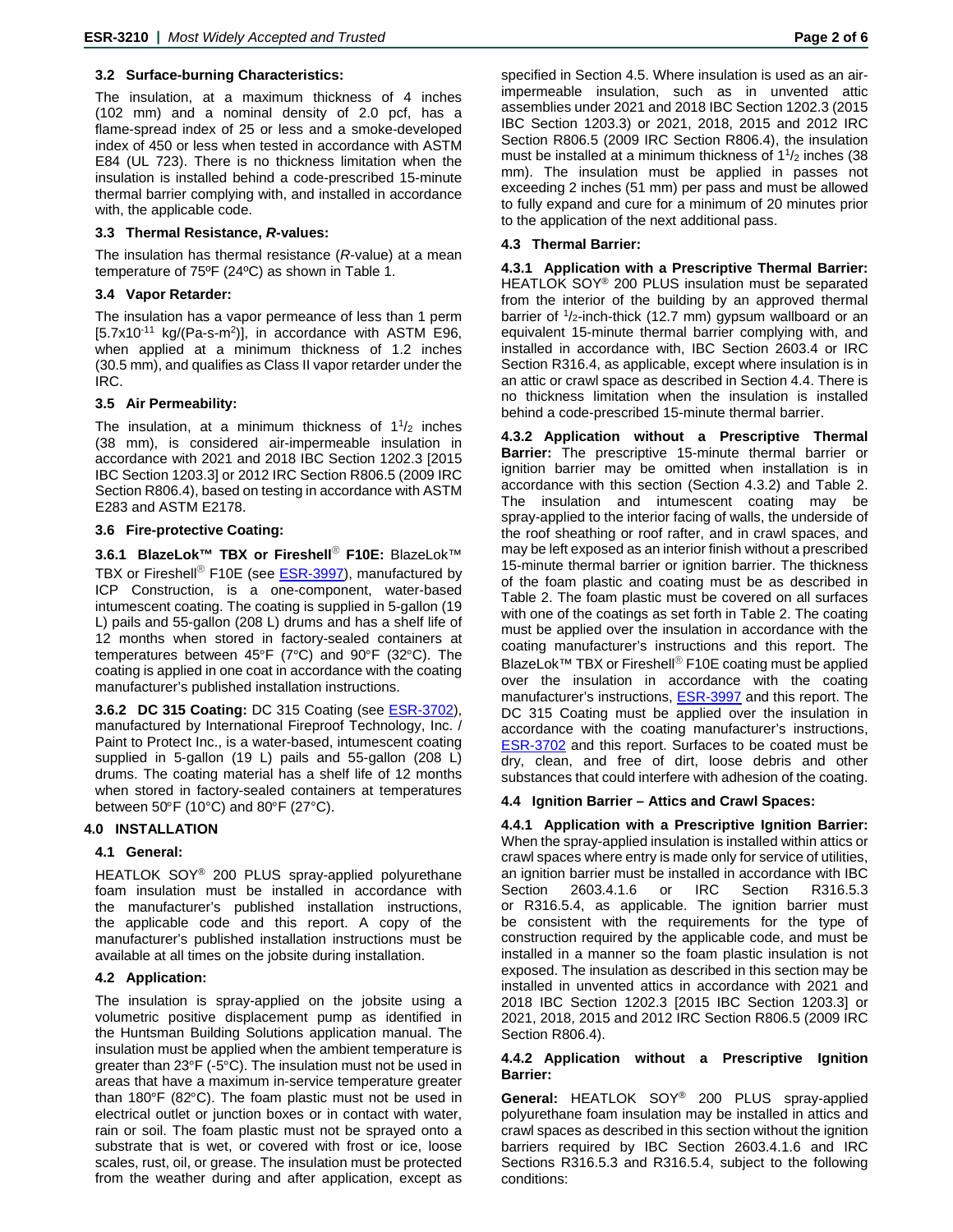### 3.2 Surface-burning Characteristics:

The insulation, at a maximum thickness of 4 inches (102 mm) and a nominal density of 2.0 pcf, has a flame-spread index of 25 or less and a smoke-developed index of 450 or less when tested in accordance with ASTM E84 (UL 723). There is no thickness limitation when the insulation is installed behind a code-prescribed 15-minute thermal barrier complying with, and installed in accordance with, the applicable code.

### 3.3 Thermal Resistance, *R*-values:

The insulation has thermal resistance (*R*-value) at a mean temperature of 75ºF (24ºC) as shown in Table 1.

### 3.4 Vapor Retarder:

The insulation has a vapor permeance of less than 1 perm [$5.7 \times 10^{-11}$ kg/(Pa-s-m$^2$)], in accordance with ASTM E96, when applied at a minimum thickness of 1.2 inches (30.5 mm), and qualifies as Class II vapor retarder under the IRC.

### 3.5 Air Permeability:

The insulation, at a minimum thickness of $1^1/_2$ inches (38 mm), is considered air-impermeable insulation in accordance with 2021 and 2018 IBC Section 1202.3 [2015 IBC Section 1203.3] or 2012 IRC Section R806.5 (2009 IRC Section R806.4), based on testing in accordance with ASTM E283 and ASTM E2178.

### 3.6 Fire-protective Coating:

**3.6.1 BlazeLok™ TBX or Fireshell® F10E:** BlazeLok™ TBX or Fireshell® F10E (see ESR-3997), manufactured by ICP Construction, is a one-component, water-based intumescent coating. The coating is supplied in 5-gallon (19 L) pails and 55-gallon (208 L) drums and has a shelf life of 12 months when stored in factory-sealed containers at temperatures between 45°F (7°C) and 90°F (32°C). The coating is applied in one coat in accordance with the coating manufacturer's published installation instructions.

**3.6.2 DC 315 Coating:** DC 315 Coating (see ESR-3702), manufactured by International Fireproof Technology, Inc. / Paint to Protect Inc., is a water-based, intumescent coating supplied in 5-gallon (19 L) pails and 55-gallon (208 L) drums. The coating material has a shelf life of 12 months when stored in factory-sealed containers at temperatures between 50°F (10°C) and 80°F (27°C).

## 4.0 INSTALLATION

### 4.1 General:

HEATLOK SOY® 200 PLUS spray-applied polyurethane foam insulation must be installed in accordance with the manufacturer's published installation instructions, the applicable code and this report. A copy of the manufacturer's published installation instructions must be available at all times on the jobsite during installation.

### 4.2 Application:

The insulation is spray-applied on the jobsite using a volumetric positive displacement pump as identified in the Huntsman Building Solutions application manual. The insulation must be applied when the ambient temperature is greater than 23°F (-5°C). The insulation must not be used in areas that have a maximum in-service temperature greater than 180°F (82°C). The foam plastic must not be used in electrical outlet or junction boxes or in contact with water, rain or soil. The foam plastic must not be sprayed onto a substrate that is wet, or covered with frost or ice, loose scales, rust, oil, or grease. The insulation must be protected from the weather during and after application, except as specified in Section 4.5. Where insulation is used as an air-impermeable insulation, such as in unvented attic assemblies under 2021 and 2018 IBC Section 1202.3 (2015 IBC Section 1203.3) or 2021, 2018, 2015 and 2012 IRC Section R806.5 (2009 IRC Section R806.4), the insulation must be installed at a minimum thickness of $1^1/_2$ inches (38 mm). The insulation must be applied in passes not exceeding 2 inches (51 mm) per pass and must be allowed to fully expand and cure for a minimum of 20 minutes prior to the application of the next additional pass.

### 4.3 Thermal Barrier:

**4.3.1 Application with a Prescriptive Thermal Barrier:** HEATLOK SOY® 200 PLUS insulation must be separated from the interior of the building by an approved thermal barrier of $^1/_2$-inch-thick (12.7 mm) gypsum wallboard or an equivalent 15-minute thermal barrier complying with, and installed in accordance with, IBC Section 2603.4 or IRC Section R316.4, as applicable, except where insulation is in an attic or crawl space as described in Section 4.4. There is no thickness limitation when the insulation is installed behind a code-prescribed 15-minute thermal barrier.

**4.3.2 Application without a Prescriptive Thermal Barrier:** The prescriptive 15-minute thermal barrier or ignition barrier may be omitted when installation is in accordance with this section (Section 4.3.2) and Table 2. The insulation and intumescent coating may be spray-applied to the interior facing of walls, the underside of the roof sheathing or roof rafter, and in crawl spaces, and may be left exposed as an interior finish without a prescribed 15-minute thermal barrier or ignition barrier. The thickness of the foam plastic and coating must be as described in Table 2. The foam plastic must be covered on all surfaces with one of the coatings as set forth in Table 2. The coating must be applied over the insulation in accordance with the coating manufacturer's instructions and this report. The BlazeLok™ TBX or Fireshell® F10E coating must be applied over the insulation in accordance with the coating manufacturer's instructions, ESR-3997 and this report. The DC 315 Coating must be applied over the insulation in accordance with the coating manufacturer's instructions, ESR-3702 and this report. Surfaces to be coated must be dry, clean, and free of dirt, loose debris and other substances that could interfere with adhesion of the coating.

### 4.4 Ignition Barrier – Attics and Crawl Spaces:

**4.4.1 Application with a Prescriptive Ignition Barrier:** When the spray-applied insulation is installed within attics or crawl spaces where entry is made only for service of utilities, an ignition barrier must be installed in accordance with IBC Section 2603.4.1.6 or IRC Section R316.5.3 or R316.5.4, as applicable. The ignition barrier must be consistent with the requirements for the type of construction required by the applicable code, and must be installed in a manner so the foam plastic insulation is not exposed. The insulation as described in this section may be installed in unvented attics in accordance with 2021 and 2018 IBC Section 1202.3 [2015 IBC Section 1203.3] or 2021, 2018, 2015 and 2012 IRC Section R806.5 (2009 IRC Section R806.4).

**4.4.2 Application without a Prescriptive Ignition Barrier:**

**General:** HEATLOK SOY® 200 PLUS spray-applied polyurethane foam insulation may be installed in attics and crawl spaces as described in this section without the ignition barriers required by IBC Section 2603.4.1.6 and IRC Sections R316.5.3 and R316.5.4, subject to the following conditions: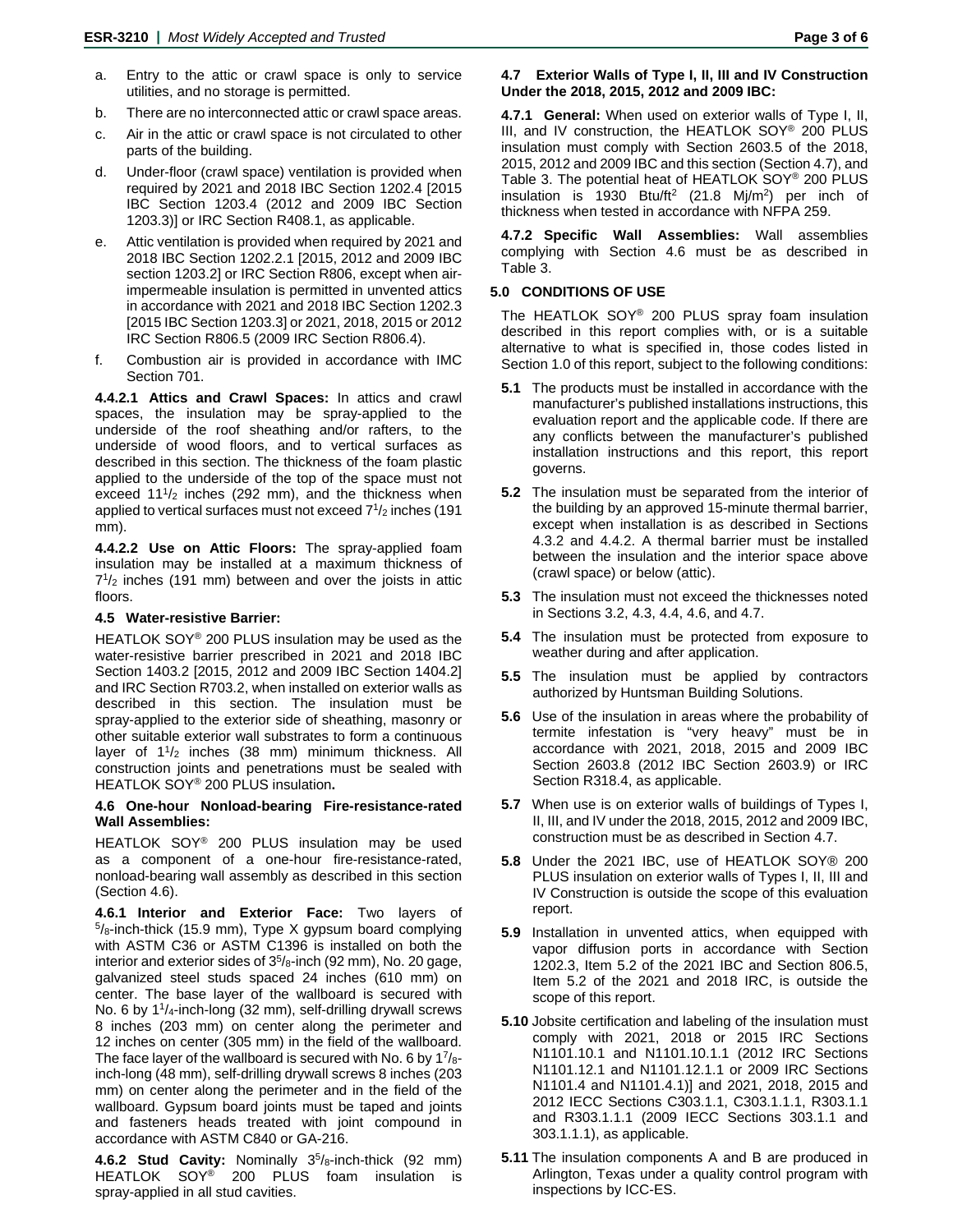a. Entry to the attic or crawl space is only to service utilities, and no storage is permitted.

b. There are no interconnected attic or crawl space areas.

c. Air in the attic or crawl space is not circulated to other parts of the building.

d. Under-floor (crawl space) ventilation is provided when required by 2021 and 2018 IBC Section 1202.4 [2015 IBC Section 1203.4 (2012 and 2009 IBC Section 1203.3)] or IRC Section R408.1, as applicable.

e. Attic ventilation is provided when required by 2021 and 2018 IBC Section 1202.2.1 [2015, 2012 and 2009 IBC section 1203.2] or IRC Section R806, except when air-impermeable insulation is permitted in unvented attics in accordance with 2021 and 2018 IBC Section 1202.3 [2015 IBC Section 1203.3] or 2021, 2018, 2015 or 2012 IRC Section R806.5 (2009 IRC Section R806.4).

f. Combustion air is provided in accordance with IMC Section 701.

**4.4.2.1 Attics and Crawl Spaces:** In attics and crawl spaces, the insulation may be spray-applied to the underside of the roof sheathing and/or rafters, to the underside of wood floors, and to vertical surfaces as described in this section. The thickness of the foam plastic applied to the underside of the top of the space must not exceed $11^1/_2$ inches (292 mm), and the thickness when applied to vertical surfaces must not exceed $7^1/_2$ inches (191 mm).

**4.4.2.2 Use on Attic Floors:** The spray-applied foam insulation may be installed at a maximum thickness of $7^1/_2$ inches (191 mm) between and over the joists in attic floors.

### 4.5 Water-resistive Barrier:

HEATLOK SOY® 200 PLUS insulation may be used as the water-resistive barrier prescribed in 2021 and 2018 IBC Section 1403.2 [2015, 2012 and 2009 IBC Section 1404.2] and IRC Section R703.2, when installed on exterior walls as described in this section. The insulation must be spray-applied to the exterior side of sheathing, masonry or other suitable exterior wall substrates to form a continuous layer of $1^1/_2$ inches (38 mm) minimum thickness. All construction joints and penetrations must be sealed with HEATLOK SOY® 200 PLUS insulation**.**

### 4.6 One-hour Nonload-bearing Fire-resistance-rated Wall Assemblies:

HEATLOK SOY® 200 PLUS insulation may be used as a component of a one-hour fire-resistance-rated, nonload-bearing wall assembly as described in this section (Section 4.6).

**4.6.1 Interior and Exterior Face:** Two layers of $^5/_8$-inch-thick (15.9 mm), Type X gypsum board complying with ASTM C36 or ASTM C1396 is installed on both the interior and exterior sides of $3^5/_8$-inch (92 mm), No. 20 gage, galvanized steel studs spaced 24 inches (610 mm) on center. The base layer of the wallboard is secured with No. 6 by $1^1/_4$-inch-long (32 mm), self-drilling drywall screws 8 inches (203 mm) on center along the perimeter and 12 inches on center (305 mm) in the field of the wallboard. The face layer of the wallboard is secured with No. 6 by $1^7/_8$-inch-long (48 mm), self-drilling drywall screws 8 inches (203 mm) on center along the perimeter and in the field of the wallboard. Gypsum board joints must be taped and joints and fasteners heads treated with joint compound in accordance with ASTM C840 or GA-216.

**4.6.2 Stud Cavity:** Nominally $3^5/_8$-inch-thick (92 mm) HEATLOK SOY® 200 PLUS foam insulation is spray-applied in all stud cavities.

### 4.7 Exterior Walls of Type I, II, III and IV Construction Under the 2018, 2015, 2012 and 2009 IBC:

**4.7.1 General:** When used on exterior walls of Type I, II, III, and IV construction, the HEATLOK SOY® 200 PLUS insulation must comply with Section 2603.5 of the 2018, 2015, 2012 and 2009 IBC and this section (Section 4.7), and Table 3. The potential heat of HEATLOK SOY® 200 PLUS insulation is 1930 Btu/ft$^2$ (21.8 Mj/m$^2$) per inch of thickness when tested in accordance with NFPA 259.

**4.7.2 Specific Wall Assemblies:** Wall assemblies complying with Section 4.6 must be as described in Table 3.

## 5.0 CONDITIONS OF USE

The HEATLOK SOY® 200 PLUS spray foam insulation described in this report complies with, or is a suitable alternative to what is specified in, those codes listed in Section 1.0 of this report, subject to the following conditions:

**5.1** The products must be installed in accordance with the manufacturer's published installations instructions, this evaluation report and the applicable code. If there are any conflicts between the manufacturer's published installation instructions and this report, this report governs.

**5.2** The insulation must be separated from the interior of the building by an approved 15-minute thermal barrier, except when installation is as described in Sections 4.3.2 and 4.4.2. A thermal barrier must be installed between the insulation and the interior space above (crawl space) or below (attic).

**5.3** The insulation must not exceed the thicknesses noted in Sections 3.2, 4.3, 4.4, 4.6, and 4.7.

**5.4** The insulation must be protected from exposure to weather during and after application.

**5.5** The insulation must be applied by contractors authorized by Huntsman Building Solutions.

**5.6** Use of the insulation in areas where the probability of termite infestation is "very heavy" must be in accordance with 2021, 2018, 2015 and 2009 IBC Section 2603.8 (2012 IBC Section 2603.9) or IRC Section R318.4, as applicable.

**5.7** When use is on exterior walls of buildings of Types I, II, III, and IV under the 2018, 2015, 2012 and 2009 IBC, construction must be as described in Section 4.7.

**5.8** Under the 2021 IBC, use of HEATLOK SOY® 200 PLUS insulation on exterior walls of Types I, II, III and IV Construction is outside the scope of this evaluation report.

**5.9** Installation in unvented attics, when equipped with vapor diffusion ports in accordance with Section 1202.3, Item 5.2 of the 2021 IBC and Section 806.5, Item 5.2 of the 2021 and 2018 IRC, is outside the scope of this report.

**5.10** Jobsite certification and labeling of the insulation must comply with 2021, 2018 or 2015 IRC Sections N1101.10.1 and N1101.10.1.1 (2012 IRC Sections N1101.12.1 and N1101.12.1.1 or 2009 IRC Sections N1101.4 and N1101.4.1)] and 2021, 2018, 2015 and 2012 IECC Sections C303.1.1, C303.1.1.1, R303.1.1 and R303.1.1.1 (2009 IECC Sections 303.1.1 and 303.1.1.1), as applicable.

**5.11** The insulation components A and B are produced in Arlington, Texas under a quality control program with inspections by ICC-ES.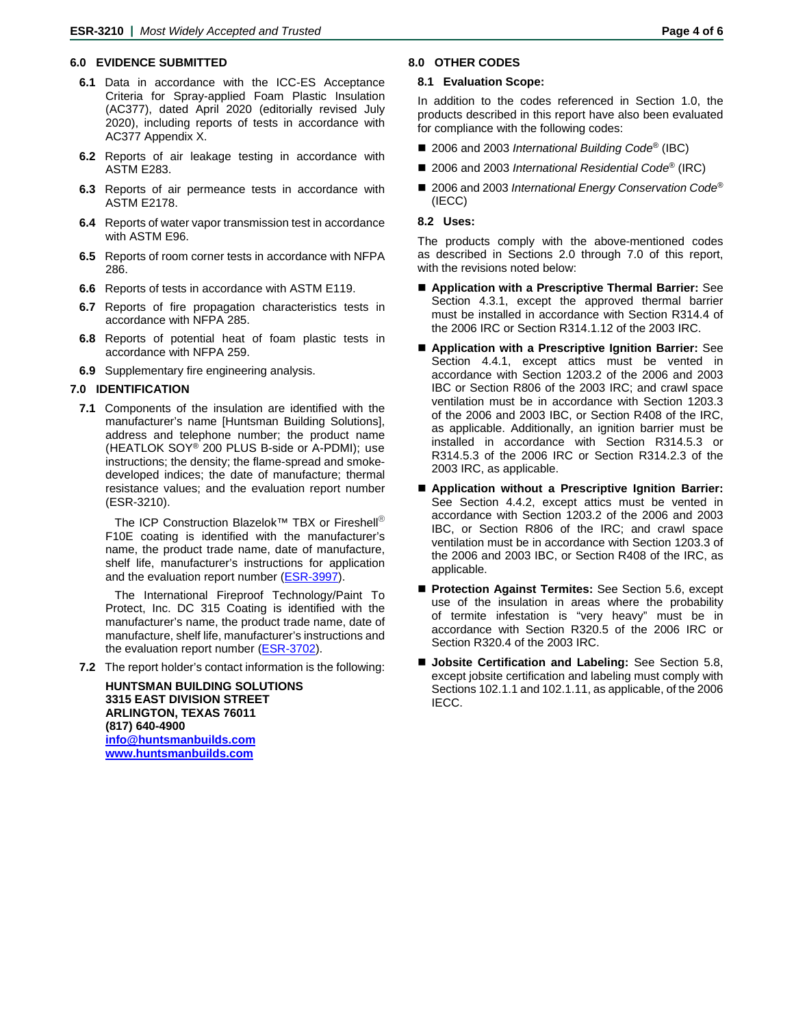## 6.0 EVIDENCE SUBMITTED

**6.1** Data in accordance with the ICC-ES Acceptance Criteria for Spray-applied Foam Plastic Insulation (AC377), dated April 2020 (editorially revised July 2020), including reports of tests in accordance with AC377 Appendix X.

**6.2** Reports of air leakage testing in accordance with ASTM E283.

**6.3** Reports of air permeance tests in accordance with ASTM E2178.

**6.4** Reports of water vapor transmission test in accordance with ASTM E96.

**6.5** Reports of room corner tests in accordance with NFPA 286.

**6.6** Reports of tests in accordance with ASTM E119.

**6.7** Reports of fire propagation characteristics tests in accordance with NFPA 285.

**6.8** Reports of potential heat of foam plastic tests in accordance with NFPA 259.

**6.9** Supplementary fire engineering analysis.

## 7.0 IDENTIFICATION

**7.1** Components of the insulation are identified with the manufacturer's name [Huntsman Building Solutions], address and telephone number; the product name (HEATLOK SOY® 200 PLUS B-side or A-PDMI); use instructions; the density; the flame-spread and smoke-developed indices; the date of manufacture; thermal resistance values; and the evaluation report number (ESR-3210).

The ICP Construction Blazelok™ TBX or Fireshell® F10E coating is identified with the manufacturer's name, the product trade name, date of manufacture, shelf life, manufacturer's instructions for application and the evaluation report number (ESR-3997).

The International Fireproof Technology/Paint To Protect, Inc. DC 315 Coating is identified with the manufacturer's name, the product trade name, date of manufacture, shelf life, manufacturer's instructions and the evaluation report number (ESR-3702).

**7.2** The report holder's contact information is the following:

**HUNTSMAN BUILDING SOLUTIONS**
**3315 EAST DIVISION STREET**
**ARLINGTON, TEXAS 76011**
**(817) 640-4900**
**info@huntsmanbuilds.com**
**www.huntsmanbuilds.com**

## 8.0 OTHER CODES

### 8.1 Evaluation Scope:

In addition to the codes referenced in Section 1.0, the products described in this report have also been evaluated for compliance with the following codes:

- 2006 and 2003 *International Building Code*® (IBC)
- 2006 and 2003 *International Residential Code*® (IRC)
- 2006 and 2003 *International Energy Conservation Code*® (IECC)

### 8.2 Uses:

The products comply with the above-mentioned codes as described in Sections 2.0 through 7.0 of this report, with the revisions noted below:

- **Application with a Prescriptive Thermal Barrier:** See Section 4.3.1, except the approved thermal barrier must be installed in accordance with Section R314.4 of the 2006 IRC or Section R314.1.12 of the 2003 IRC.
- **Application with a Prescriptive Ignition Barrier:** See Section 4.4.1, except attics must be vented in accordance with Section 1203.2 of the 2006 and 2003 IBC or Section R806 of the 2003 IRC; and crawl space ventilation must be in accordance with Section 1203.3 of the 2006 and 2003 IBC, or Section R408 of the IRC, as applicable. Additionally, an ignition barrier must be installed in accordance with Section R314.5.3 or R314.5.3 of the 2006 IRC or Section R314.2.3 of the 2003 IRC, as applicable.
- **Application without a Prescriptive Ignition Barrier:** See Section 4.4.2, except attics must be vented in accordance with Section 1203.2 of the 2006 and 2003 IBC, or Section R806 of the IRC; and crawl space ventilation must be in accordance with Section 1203.3 of the 2006 and 2003 IBC, or Section R408 of the IRC, as applicable.
- **Protection Against Termites:** See Section 5.6, except use of the insulation in areas where the probability of termite infestation is "very heavy" must be in accordance with Section R320.5 of the 2006 IRC or Section R320.4 of the 2003 IRC.
- **Jobsite Certification and Labeling:** See Section 5.8, except jobsite certification and labeling must comply with Sections 102.1.1 and 102.1.11, as applicable, of the 2006 IECC.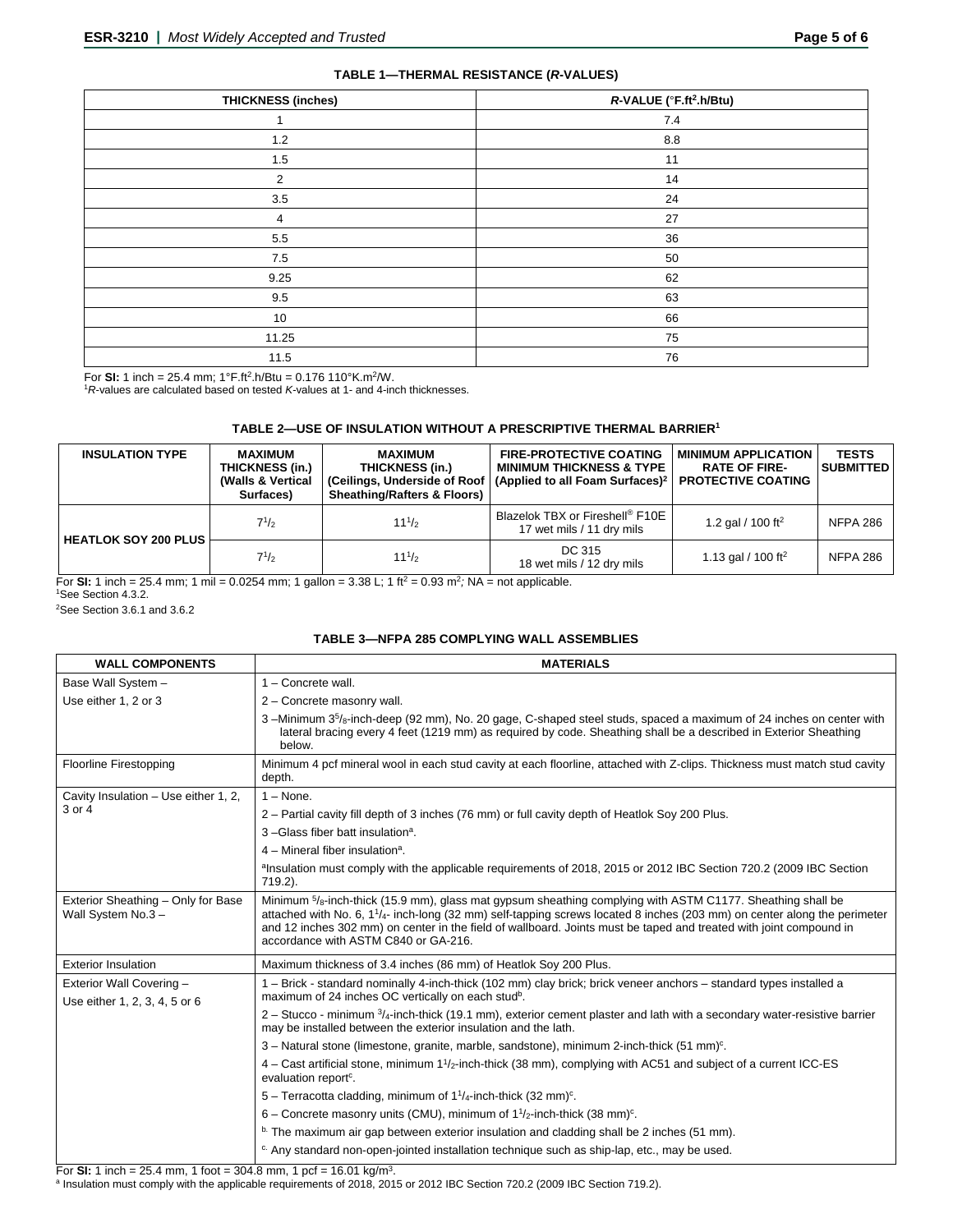**TABLE 1—THERMAL RESISTANCE (*R*-VALUES)**

| THICKNESS (inches) | *R*-VALUE (°F.ft².h/Btu) |
|---|---|
| 1 | 7.4 |
| 1.2 | 8.8 |
| 1.5 | 11 |
| 2 | 14 |
| 3.5 | 24 |
| 4 | 27 |
| 5.5 | 36 |
| 7.5 | 50 |
| 9.25 | 62 |
| 9.5 | 63 |
| 10 | 66 |
| 11.25 | 75 |
| 11.5 | 76 |

For **SI:** 1 inch = 25.4 mm; 1°F.ft².h/Btu = 0.176 110°K.m²/W.
[1]*R*-values are calculated based on tested *K*-values at 1- and 4-inch thicknesses.

**TABLE 2—USE OF INSULATION WITHOUT A PRESCRIPTIVE THERMAL BARRIER[1]**

| INSULATION TYPE | MAXIMUM THICKNESS (in.) (Walls & Vertical Surfaces) | MAXIMUM THICKNESS (in.) (Ceilings, Underside of Roof Sheathing/Rafters & Floors) | FIRE-PROTECTIVE COATING MINIMUM THICKNESS & TYPE (Applied to all Foam Surfaces)[2] | MINIMUM APPLICATION RATE OF FIRE-PROTECTIVE COATING | TESTS SUBMITTED |
|---|---|---|---|---|---|
| HEATLOK SOY 200 PLUS | 7$^{1}/_{2}$ | 11$^{1}/_{2}$ | Blazelok TBX or Fireshell® F10E 17 wet mils / 11 dry mils | 1.2 gal / 100 ft² | NFPA 286 |
| | 7$^{1}/_{2}$ | 11$^{1}/_{2}$ | DC 315 18 wet mils / 12 dry mils | 1.13 gal / 100 ft² | NFPA 286 |

For **SI:** 1 inch = 25.4 mm; 1 mil = 0.0254 mm; 1 gallon = 3.38 L; 1 ft² = 0.93 m²; NA = not applicable.
[1]See Section 4.3.2.
[2]See Section 3.6.1 and 3.6.2

**TABLE 3—NFPA 285 COMPLYING WALL ASSEMBLIES**

| WALL COMPONENTS | MATERIALS |
|---|---|
| Base Wall System – Use either 1, 2 or 3 | 1 – Concrete wall. |
| | 2 – Concrete masonry wall. |
| | 3 –Minimum 3$^{5}/_{8}$-inch-deep (92 mm), No. 20 gage, C-shaped steel studs, spaced a maximum of 24 inches on center with lateral bracing every 4 feet (1219 mm) as required by code. Sheathing shall be a described in Exterior Sheathing below. |
| Floorline Firestopping | Minimum 4 pcf mineral wool in each stud cavity at each floorline, attached with Z-clips. Thickness must match stud cavity depth. |
| Cavity Insulation – Use either 1, 2, 3 or 4 | 1 – None. |
| | 2 – Partial cavity fill depth of 3 inches (76 mm) or full cavity depth of Heatlok Soy 200 Plus. |
| | 3 –Glass fiber batt insulation[a]. |
| | 4 – Mineral fiber insulation[a]. |
| | [a]Insulation must comply with the applicable requirements of 2018, 2015 or 2012 IBC Section 720.2 (2009 IBC Section 719.2). |
| Exterior Sheathing – Only for Base Wall System No.3 – | Minimum $^{5}/_{8}$-inch-thick (15.9 mm), glass mat gypsum sheathing complying with ASTM C1177. Sheathing shall be attached with No. 6, 1$^{1}/_{4}$- inch-long (32 mm) self-tapping screws located 8 inches (203 mm) on center along the perimeter and 12 inches 302 mm) on center in the field of wallboard. Joints must be taped and treated with joint compound in accordance with ASTM C840 or GA-216. |
| Exterior Insulation | Maximum thickness of 3.4 inches (86 mm) of Heatlok Soy 200 Plus. |
| Exterior Wall Covering – Use either 1, 2, 3, 4, 5 or 6 | 1 – Brick - standard nominally 4-inch-thick (102 mm) clay brick; brick veneer anchors – standard types installed a maximum of 24 inches OC vertically on each stud[b]. |
| | 2 – Stucco - minimum $^{3}/_{4}$-inch-thick (19.1 mm), exterior cement plaster and lath with a secondary water-resistive barrier may be installed between the exterior insulation and the lath. |
| | 3 – Natural stone (limestone, granite, marble, sandstone), minimum 2-inch-thick (51 mm)[c]. |
| | 4 – Cast artificial stone, minimum 1$^{1}/_{2}$-inch-thick (38 mm), complying with AC51 and subject of a current ICC-ES evaluation report[c]. |
| | 5 – Terracotta cladding, minimum of 1$^{1}/_{4}$-inch-thick (32 mm)[c]. |
| | 6 – Concrete masonry units (CMU), minimum of 1$^{1}/_{2}$-inch-thick (38 mm)[c]. |
| | [b] The maximum air gap between exterior insulation and cladding shall be 2 inches (51 mm). |
| | [c] Any standard non-open-jointed installation technique such as ship-lap, etc., may be used. |

For **SI:** 1 inch = 25.4 mm, 1 foot = 304.8 mm, 1 pcf = 16.01 kg/m³.
[a] Insulation must comply with the applicable requirements of 2018, 2015 or 2012 IBC Section 720.2 (2009 IBC Section 719.2).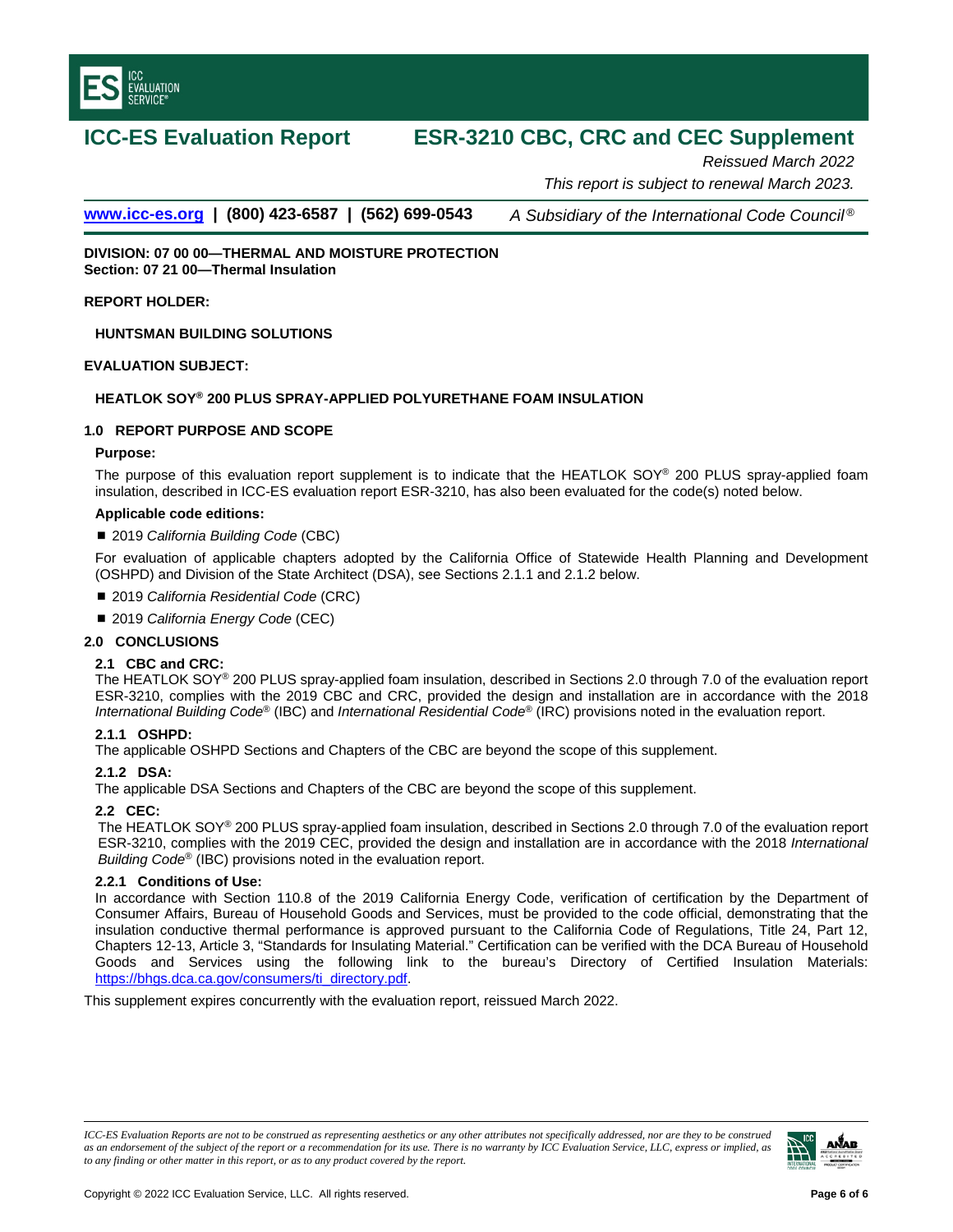# ICC-ES Evaluation Report

# ESR-3210 CBC, CRC and CEC Supplement

*Reissued March 2022*

*This report is subject to renewal March 2023.*

www.icc-es.org | (800) 423-6587 | (562) 699-0543 *A Subsidiary of the International Code Council®*

**DIVISION: 07 00 00—THERMAL AND MOISTURE PROTECTION**
**Section: 07 21 00—Thermal Insulation**

**REPORT HOLDER:**

**HUNTSMAN BUILDING SOLUTIONS**

**EVALUATION SUBJECT:**

**HEATLOK SOY® 200 PLUS SPRAY-APPLIED POLYURETHANE FOAM INSULATION**

## 1.0 REPORT PURPOSE AND SCOPE

**Purpose:**

The purpose of this evaluation report supplement is to indicate that the HEATLOK SOY® 200 PLUS spray-applied foam insulation, described in ICC-ES evaluation report ESR-3210, has also been evaluated for the code(s) noted below.

**Applicable code editions:**

- 2019 *California Building Code* (CBC)

For evaluation of applicable chapters adopted by the California Office of Statewide Health Planning and Development (OSHPD) and Division of the State Architect (DSA), see Sections 2.1.1 and 2.1.2 below.

- 2019 *California Residential Code* (CRC)
- 2019 *California Energy Code* (CEC)

## 2.0 CONCLUSIONS

### 2.1 CBC and CRC:

The HEATLOK SOY® 200 PLUS spray-applied foam insulation, described in Sections 2.0 through 7.0 of the evaluation report ESR-3210, complies with the 2019 CBC and CRC, provided the design and installation are in accordance with the 2018 *International Building Code®* (IBC) and *International Residential Code®* (IRC) provisions noted in the evaluation report.

#### 2.1.1 OSHPD:

The applicable OSHPD Sections and Chapters of the CBC are beyond the scope of this supplement.

#### 2.1.2 DSA:

The applicable DSA Sections and Chapters of the CBC are beyond the scope of this supplement.

### 2.2 CEC:

The HEATLOK SOY® 200 PLUS spray-applied foam insulation, described in Sections 2.0 through 7.0 of the evaluation report ESR-3210, complies with the 2019 CEC, provided the design and installation are in accordance with the 2018 *International Building Code®* (IBC) provisions noted in the evaluation report.

#### 2.2.1 Conditions of Use:

In accordance with Section 110.8 of the 2019 California Energy Code, verification of certification by the Department of Consumer Affairs, Bureau of Household Goods and Services, must be provided to the code official, demonstrating that the insulation conductive thermal performance is approved pursuant to the California Code of Regulations, Title 24, Part 12, Chapters 12-13, Article 3, "Standards for Insulating Material." Certification can be verified with the DCA Bureau of Household Goods and Services using the following link to the bureau's Directory of Certified Insulation Materials: https://bhgs.dca.ca.gov/consumers/ti_directory.pdf.

This supplement expires concurrently with the evaluation report, reissued March 2022.

*ICC-ES Evaluation Reports are not to be construed as representing aesthetics or any other attributes not specifically addressed, nor are they to be construed as an endorsement of the subject of the report or a recommendation for its use. There is no warranty by ICC Evaluation Service, LLC, express or implied, as to any finding or other matter in this report, or as to any product covered by the report.*

Copyright © 2022 ICC Evaluation Service, LLC. All rights reserved.